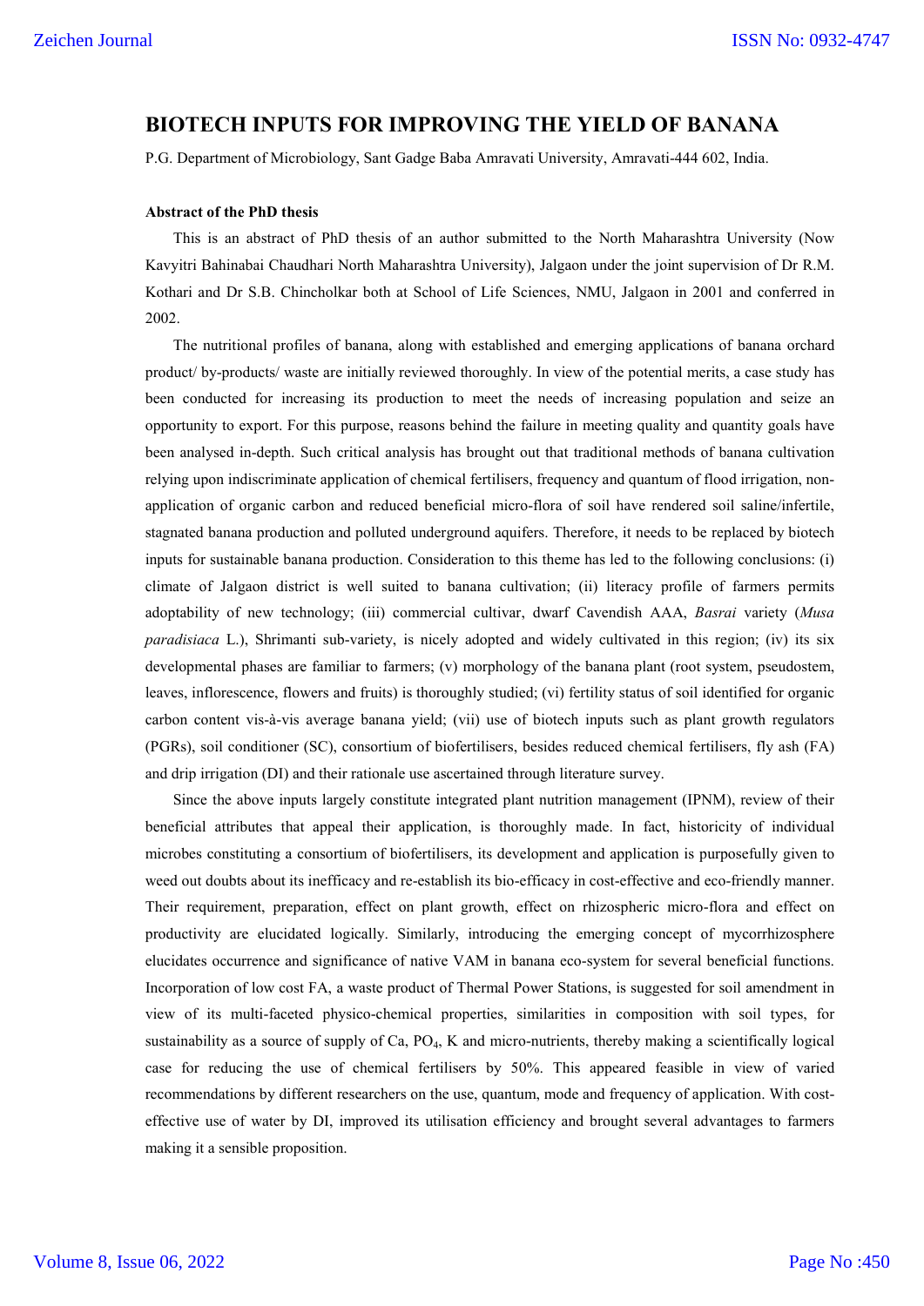# BIOTECH INPUTS FOR IMPROVING THE YIELD OF BANANA

P.G. Department of Microbiology, Sant Gadge Baba Amravati University, Amravati-444 602, India.

**Abstract of the PhD thesis**

This is an abstract of PhD thesis of an author submitted to the North Maharashtra University (Now Kavyitri Bahinabai Chaudhari North Maharashtra University), Jalgaon under the joint supervision of Dr R.M. Kothari and Dr S.B. Chincholkar both at School of Life Sciences, NMU, Jalgaon in 2001 and conferred in 2002.

The nutritional profiles of banana, along with established and emerging applications of banana orchard product/ by-products/ waste are initially reviewed thoroughly. In view of the potential merits, a case study has been conducted for increasing its production to meet the needs of increasing population and seize an opportunity to export. For this purpose, reasons behind the failure in meeting quality and quantity goals have been analysed in-depth. Such critical analysis has brought out that traditional methods of banana cultivation relying upon indiscriminate application of chemical fertilisers, frequency and quantum of flood irrigation, non-application of organic carbon and reduced beneficial micro-flora of soil have rendered soil saline/infertile, stagnated banana production and polluted underground aquifers. Therefore, it needs to be replaced by biotech inputs for sustainable banana production. Consideration to this theme has led to the following conclusions: (i) climate of Jalgaon district is well suited to banana cultivation; (ii) literacy profile of farmers permits adoptability of new technology; (iii) commercial cultivar, dwarf Cavendish AAA, *Basrai* variety (*Musa paradisiaca* L.), Shrimanti sub-variety, is nicely adopted and widely cultivated in this region; (iv) its six developmental phases are familiar to farmers; (v) morphology of the banana plant (root system, pseudostem, leaves, inflorescence, flowers and fruits) is thoroughly studied; (vi) fertility status of soil identified for organic carbon content vis-à-vis average banana yield; (vii) use of biotech inputs such as plant growth regulators (PGRs), soil conditioner (SC), consortium of biofertilisers, besides reduced chemical fertilisers, fly ash (FA) and drip irrigation (DI) and their rationale use ascertained through literature survey.

Since the above inputs largely constitute integrated plant nutrition management (IPNM), review of their beneficial attributes that appeal their application, is thoroughly made. In fact, historicity of individual microbes constituting a consortium of biofertilisers, its development and application is purposefully given to weed out doubts about its inefficacy and re-establish its bio-efficacy in cost-effective and eco-friendly manner. Their requirement, preparation, effect on plant growth, effect on rhizospheric micro-flora and effect on productivity are elucidated logically. Similarly, introducing the emerging concept of mycorrhizosphere elucidates occurrence and significance of native VAM in banana eco-system for several beneficial functions. Incorporation of low cost FA, a waste product of Thermal Power Stations, is suggested for soil amendment in view of its multi-faceted physico-chemical properties, similarities in composition with soil types, for sustainability as a source of supply of Ca, $PO_4$, K and micro-nutrients, thereby making a scientifically logical case for reducing the use of chemical fertilisers by 50%. This appeared feasible in view of varied recommendations by different researchers on the use, quantum, mode and frequency of application. With cost-effective use of water by DI, improved its utilisation efficiency and brought several advantages to farmers making it a sensible proposition.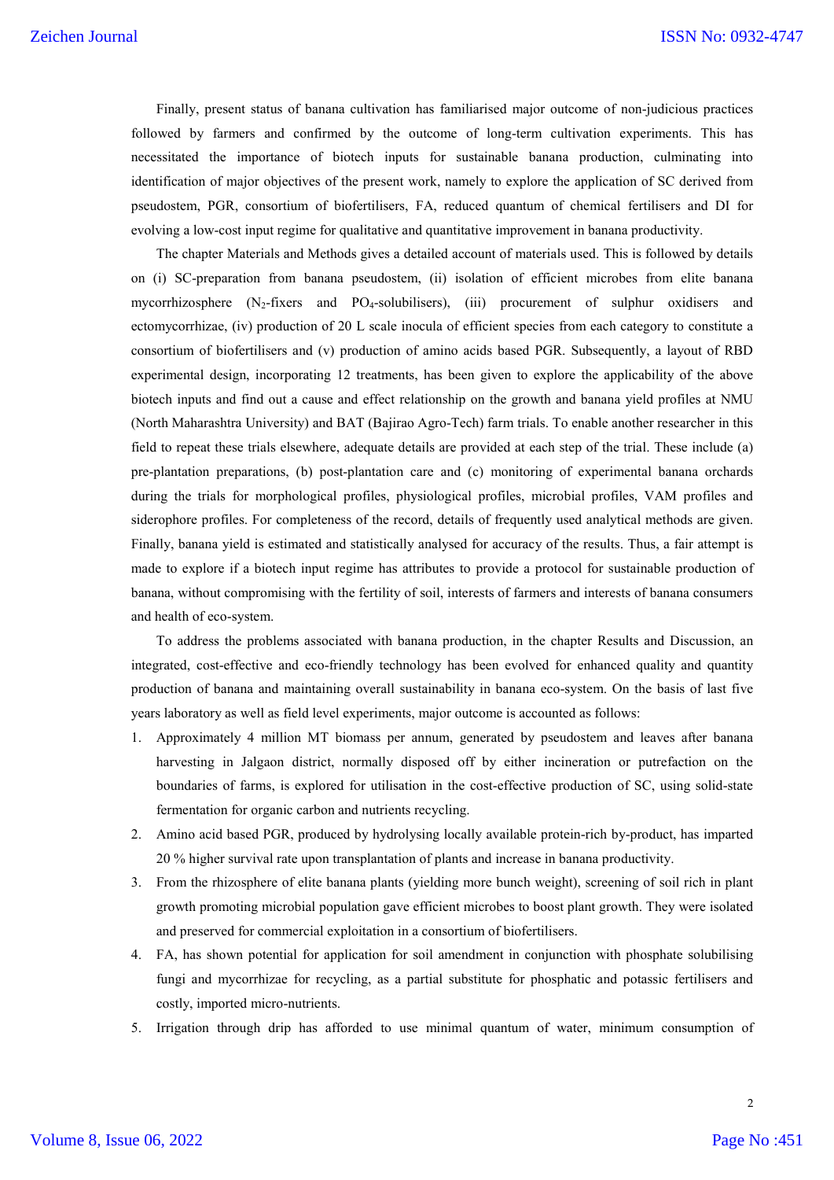Finally, present status of banana cultivation has familiarised major outcome of non-judicious practices followed by farmers and confirmed by the outcome of long-term cultivation experiments. This has necessitated the importance of biotech inputs for sustainable banana production, culminating into identification of major objectives of the present work, namely to explore the application of SC derived from pseudostem, PGR, consortium of biofertilisers, FA, reduced quantum of chemical fertilisers and DI for evolving a low-cost input regime for qualitative and quantitative improvement in banana productivity.

The chapter Materials and Methods gives a detailed account of materials used. This is followed by details on (i) SC-preparation from banana pseudostem, (ii) isolation of efficient microbes from elite banana mycorrhizosphere ($N_2$-fixers and $PO_4$-solubilisers), (iii) procurement of sulphur oxidisers and ectomycorrhizae, (iv) production of 20 L scale inocula of efficient species from each category to constitute a consortium of biofertilisers and (v) production of amino acids based PGR. Subsequently, a layout of RBD experimental design, incorporating 12 treatments, has been given to explore the applicability of the above biotech inputs and find out a cause and effect relationship on the growth and banana yield profiles at NMU (North Maharashtra University) and BAT (Bajirao Agro-Tech) farm trials. To enable another researcher in this field to repeat these trials elsewhere, adequate details are provided at each step of the trial. These include (a) pre-plantation preparations, (b) post-plantation care and (c) monitoring of experimental banana orchards during the trials for morphological profiles, physiological profiles, microbial profiles, VAM profiles and siderophore profiles. For completeness of the record, details of frequently used analytical methods are given. Finally, banana yield is estimated and statistically analysed for accuracy of the results. Thus, a fair attempt is made to explore if a biotech input regime has attributes to provide a protocol for sustainable production of banana, without compromising with the fertility of soil, interests of farmers and interests of banana consumers and health of eco-system.

To address the problems associated with banana production, in the chapter Results and Discussion, an integrated, cost-effective and eco-friendly technology has been evolved for enhanced quality and quantity production of banana and maintaining overall sustainability in banana eco-system. On the basis of last five years laboratory as well as field level experiments, major outcome is accounted as follows:

1. Approximately 4 million MT biomass per annum, generated by pseudostem and leaves after banana harvesting in Jalgaon district, normally disposed off by either incineration or putrefaction on the boundaries of farms, is explored for utilisation in the cost-effective production of SC, using solid-state fermentation for organic carbon and nutrients recycling.
2. Amino acid based PGR, produced by hydrolysing locally available protein-rich by-product, has imparted 20 % higher survival rate upon transplantation of plants and increase in banana productivity.
3. From the rhizosphere of elite banana plants (yielding more bunch weight), screening of soil rich in plant growth promoting microbial population gave efficient microbes to boost plant growth. They were isolated and preserved for commercial exploitation in a consortium of biofertilisers.
4. FA, has shown potential for application for soil amendment in conjunction with phosphate solubilising fungi and mycorrhizae for recycling, as a partial substitute for phosphatic and potassic fertilisers and costly, imported micro-nutrients.
5. Irrigation through drip has afforded to use minimal quantum of water, minimum consumption of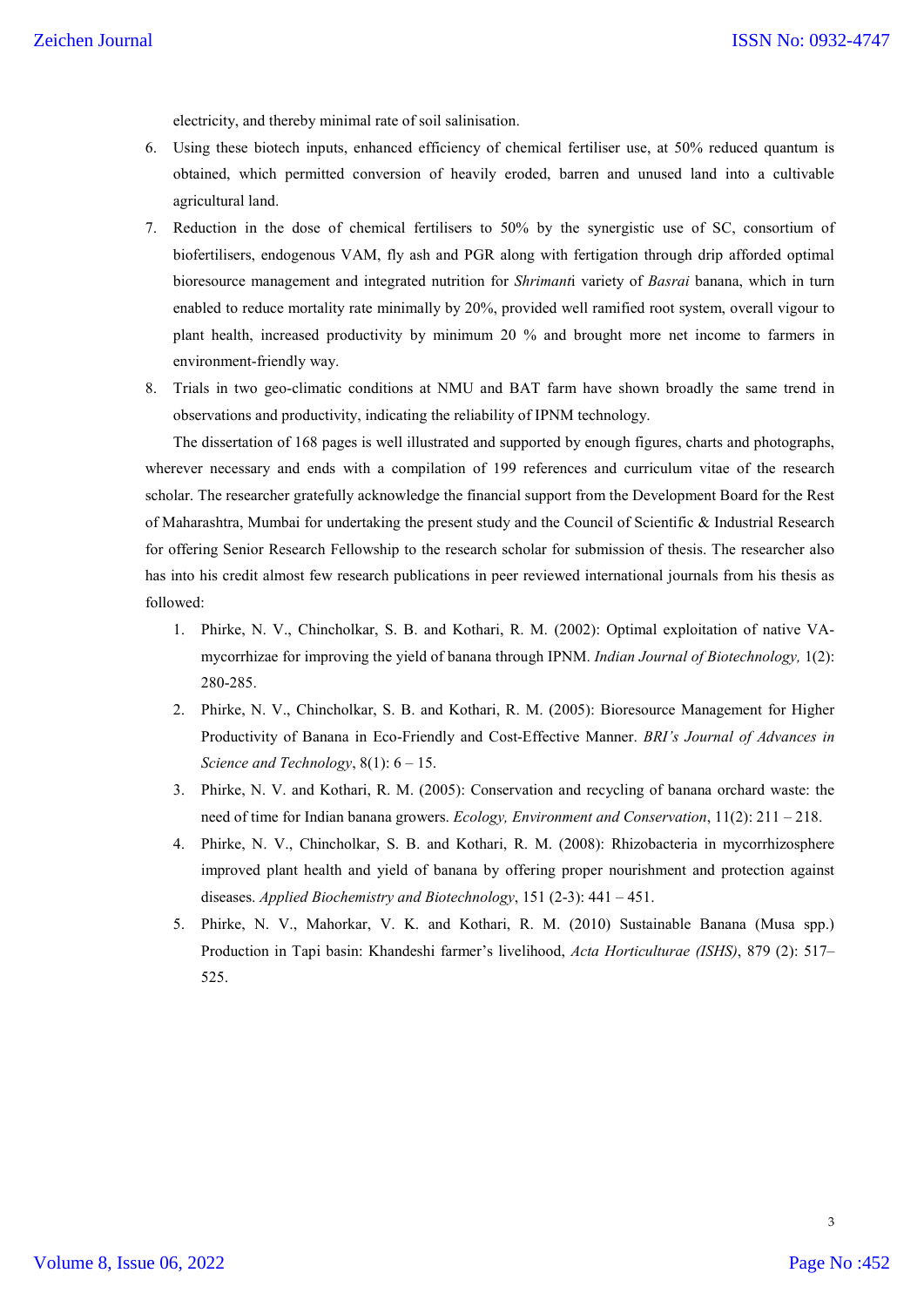electricity, and thereby minimal rate of soil salinisation.

6. Using these biotech inputs, enhanced efficiency of chemical fertiliser use, at 50% reduced quantum is obtained, which permitted conversion of heavily eroded, barren and unused land into a cultivable agricultural land.
7. Reduction in the dose of chemical fertilisers to 50% by the synergistic use of SC, consortium of biofertilisers, endogenous VAM, fly ash and PGR along with fertigation through drip afforded optimal bioresource management and integrated nutrition for *Shrimant*i variety of *Basrai* banana, which in turn enabled to reduce mortality rate minimally by 20%, provided well ramified root system, overall vigour to plant health, increased productivity by minimum 20 % and brought more net income to farmers in environment-friendly way.
8. Trials in two geo-climatic conditions at NMU and BAT farm have shown broadly the same trend in observations and productivity, indicating the reliability of IPNM technology.

The dissertation of 168 pages is well illustrated and supported by enough figures, charts and photographs, wherever necessary and ends with a compilation of 199 references and curriculum vitae of the research scholar. The researcher gratefully acknowledge the financial support from the Development Board for the Rest of Maharashtra, Mumbai for undertaking the present study and the Council of Scientific & Industrial Research for offering Senior Research Fellowship to the research scholar for submission of thesis. The researcher also has into his credit almost few research publications in peer reviewed international journals from his thesis as followed:

1. Phirke, N. V., Chincholkar, S. B. and Kothari, R. M. (2002): Optimal exploitation of native VA-mycorrhizae for improving the yield of banana through IPNM. *Indian Journal of Biotechnology,* 1(2): 280-285.
2. Phirke, N. V., Chincholkar, S. B. and Kothari, R. M. (2005): Bioresource Management for Higher Productivity of Banana in Eco-Friendly and Cost-Effective Manner. *BRI's Journal of Advances in Science and Technology*, 8(1): 6 – 15.
3. Phirke, N. V. and Kothari, R. M. (2005): Conservation and recycling of banana orchard waste: the need of time for Indian banana growers. *Ecology, Environment and Conservation*, 11(2): 211 – 218.
4. Phirke, N. V., Chincholkar, S. B. and Kothari, R. M. (2008): Rhizobacteria in mycorrhizosphere improved plant health and yield of banana by offering proper nourishment and protection against diseases. *Applied Biochemistry and Biotechnology*, 151 (2-3): 441 – 451.
5. Phirke, N. V., Mahorkar, V. K. and Kothari, R. M. (2010) Sustainable Banana (Musa spp.) Production in Tapi basin: Khandeshi farmer's livelihood, *Acta Horticulturae (ISHS)*, 879 (2): 517–525.